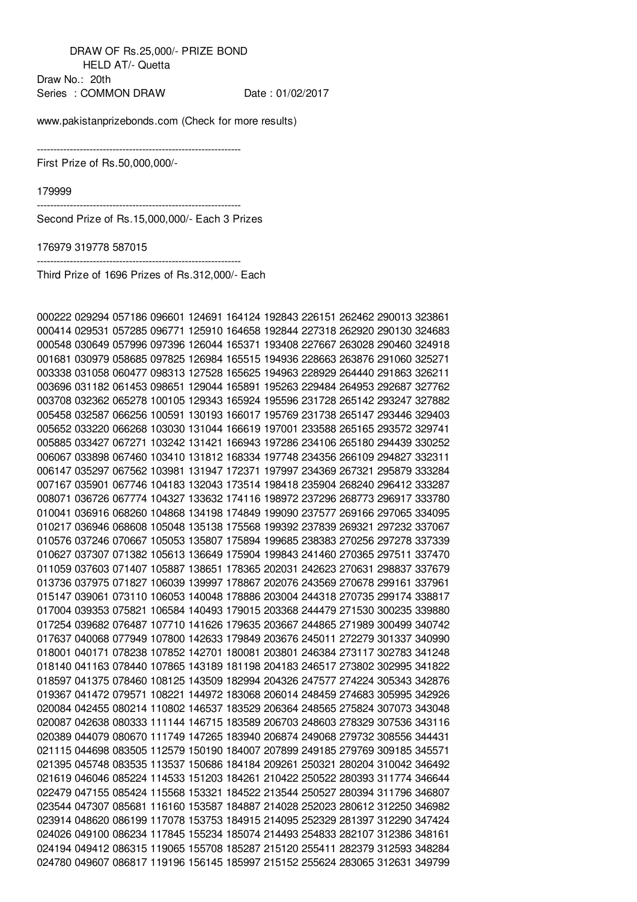DRAW OF Rs.25,000/- PRIZE BOND
HELD AT/- Quetta

Draw No.: 20th

Series : COMMON DRAW Date : 01/02/2017

www.pakistanprizebonds.com (Check for more results)

---

First Prize of Rs.50,000,000/-

179999

---

Second Prize of Rs.15,000,000/- Each 3 Prizes

176979 319778 587015

---

Third Prize of 1696 Prizes of Rs.312,000/- Each

```
000222 029294 057186 096601 124691 164124 192843 226151 262462 290013 323861
000414 029531 057285 096771 125910 164658 192844 227318 262920 290130 324683
000548 030649 057996 097396 126044 165371 193408 227667 263028 290460 324918
001681 030979 058685 097825 126984 165515 194936 228663 263876 291060 325271
003338 031058 060477 098313 127528 165625 194963 228929 264440 291863 326211
003696 031182 061453 098651 129044 165891 195263 229484 264953 292687 327762
003708 032362 065278 100105 129343 165924 195596 231728 265142 293247 327882
005458 032587 066256 100591 130193 166017 195769 231738 265147 293446 329403
005652 033220 066268 103030 131044 166619 197001 233588 265165 293572 329741
005885 033427 067271 103242 131421 166943 197286 234106 265180 294439 330252
006067 033898 067460 103410 131812 168334 197748 234356 266109 294827 332311
006147 035297 067562 103981 131947 172371 197997 234369 267321 295879 333284
007167 035901 067746 104183 132043 173514 198418 235904 268240 296412 333287
008071 036726 067774 104327 133632 174116 198972 237296 268773 296917 333780
010041 036916 068260 104868 134198 174849 199090 237577 269166 297065 334095
010217 036946 068608 105048 135138 175568 199392 237839 269321 297232 337067
010576 037246 070667 105053 135807 175894 199685 238383 270256 297278 337339
010627 037307 071382 105613 136649 175904 199843 241460 270365 297511 337470
011059 037603 071407 105887 138651 178365 202031 242623 270631 298837 337679
013736 037975 071827 106039 139997 178867 202076 243569 270678 299161 337961
015147 039061 073110 106053 140048 178886 203004 244318 270735 299174 338817
017004 039353 075821 106584 140493 179015 203368 244479 271530 300235 339880
017254 039682 076487 107710 141626 179635 203667 244865 271989 300499 340742
017637 040068 077949 107800 142633 179849 203676 245011 272279 301337 340990
018001 040171 078238 107852 142701 180081 203801 246384 273117 302783 341248
018140 041163 078440 107865 143189 181198 204183 246517 273802 302995 341822
018597 041375 078460 108125 143509 182994 204326 247577 274224 305343 342876
019367 041472 079571 108221 144972 183068 206014 248459 274683 305995 342926
020084 042455 080214 110802 146537 183529 206364 248565 275824 307073 343048
020087 042638 080333 111144 146715 183589 206703 248603 278329 307536 343116
020389 044079 080670 111749 147265 183940 206874 249068 279732 308556 344431
021115 044698 083505 112579 150190 184007 207899 249185 279769 309185 345571
021395 045748 083535 113537 150686 184184 209261 250321 280204 310042 346492
021619 046046 085224 114533 151203 184261 210422 250522 280393 311774 346644
022479 047155 085424 115568 153321 184522 213544 250527 280394 311796 346807
023544 047307 085681 116160 153587 184887 214028 252023 280612 312250 346982
023914 048620 086199 117078 153753 184915 214095 252329 281397 312290 347424
024026 049100 086234 117845 155234 185074 214493 254833 282107 312386 348161
024194 049412 086315 119065 155708 185287 215120 255411 282379 312593 348284
024780 049607 086817 119196 156145 185997 215152 255624 283065 312631 349799
```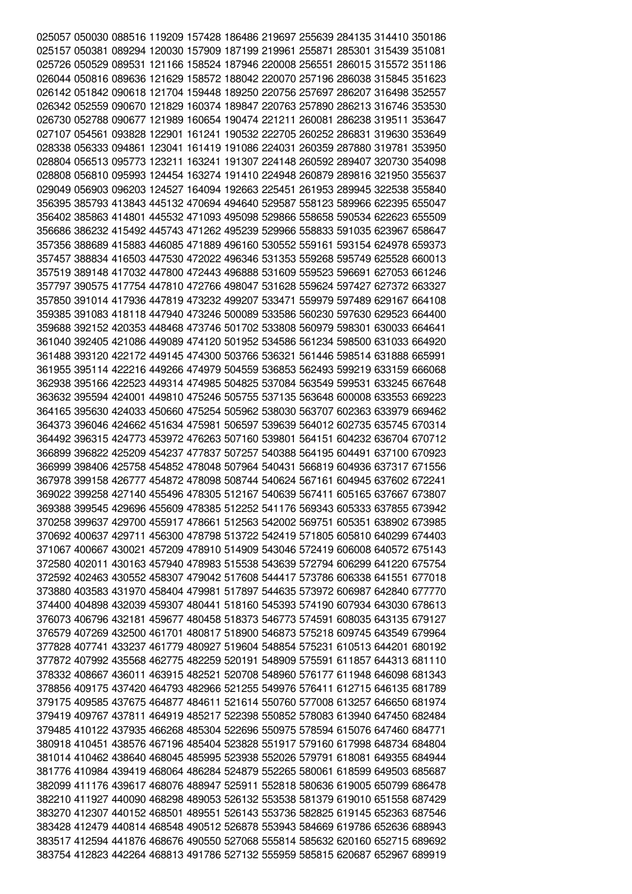025057 050030 088516 119209 157428 186486 219697 255639 284135 314410 350186
025157 050381 089294 120030 157909 187199 219961 255871 285301 315439 351081
025726 050529 089531 121166 158524 187946 220008 256551 286015 315572 351186
026044 050816 089636 121629 158572 188042 220070 257196 286038 315845 351623
026142 051842 090618 121704 159448 189250 220756 257697 286207 316498 352557
026342 052559 090670 121829 160374 189847 220763 257890 286213 316746 353530
026730 052788 090677 121989 160654 190474 221211 260081 286238 319511 353647
027107 054561 093828 122901 161241 190532 222705 260252 286831 319630 353649
028338 056333 094861 123041 161419 191086 224031 260359 287880 319781 353950
028804 056513 095773 123211 163241 191307 224148 260592 289407 320730 354098
028808 056810 095993 124454 163274 191410 224948 260879 289816 321950 355637
029049 056903 096203 124527 164094 192663 225451 261953 289945 322538 355840
356395 385793 413843 445132 470694 494640 529587 558123 589966 622395 655047
356402 385863 414801 445532 471093 495098 529866 558658 590534 622623 655509
356686 386232 415492 445743 471262 495239 529966 558833 591035 623967 658647
357356 388689 415883 446085 471889 496160 530552 559161 593154 624978 659373
357457 388834 416503 447530 472022 496346 531353 559268 595749 625528 660013
357519 389148 417032 447800 472443 496888 531609 559523 596691 627053 661246
357797 390575 417754 447810 472766 498047 531628 559624 597427 627372 663327
357850 391014 417936 447819 473232 499207 533471 559979 597489 629167 664108
359385 391083 418118 447940 473246 500089 533586 560230 597630 629523 664400
359688 392152 420353 448468 473746 501702 533808 560979 598301 630033 664641
361040 392405 421086 449089 474120 501952 534586 561234 598500 631033 664920
361488 393120 422172 449145 474300 503766 536321 561446 598514 631888 665991
361955 395114 422216 449266 474979 504559 536853 562493 599219 633159 666068
362938 395166 422523 449314 474985 504825 537084 563549 599531 633245 667648
363632 395594 424001 449810 475246 505755 537135 563648 600008 633553 669223
364165 395630 424033 450660 475254 505962 538030 563707 602363 633979 669462
364373 396046 424662 451634 475981 506597 539639 564012 602735 635745 670314
364492 396315 424773 453972 476263 507160 539801 564151 604232 636704 670712
366899 396822 425209 454237 477837 507257 540388 564195 604491 637100 670923
366999 398406 425758 454852 478048 507964 540431 566819 604936 637317 671556
367978 399158 426777 454872 478098 508744 540624 567161 604945 637602 672241
369022 399258 427140 455496 478305 512167 540639 567411 605165 637667 673807
369388 399545 429696 455609 478385 512252 541176 569343 605333 637855 673942
370258 399637 429700 455917 478661 512563 542002 569751 605351 638902 673985
370692 400637 429711 456300 478798 513722 542419 571805 605810 640299 674403
371067 400667 430021 457209 478910 514909 543046 572419 606008 640572 675143
372580 402011 430163 457940 478983 515538 543639 572794 606299 641220 675754
372592 402463 430552 458307 479042 517608 544417 573786 606338 641551 677018
373880 403583 431970 458404 479981 517897 544635 573972 606987 642840 677770
374400 404898 432039 459307 480441 518160 545393 574190 607934 643030 678613
376073 406796 432181 459677 480458 518373 546773 574591 608035 643135 679127
376579 407269 432500 461701 480817 518900 546873 575218 609745 643549 679964
377828 407741 433237 461779 480927 519604 548854 575231 610513 644201 680192
377872 407992 435568 462775 482259 520191 548909 575591 611857 644313 681110
378332 408667 436011 463915 482521 520708 548960 576177 611948 646098 681343
378856 409175 437420 464793 482966 521255 549976 576411 612715 646135 681789
379175 409585 437675 464877 484611 521614 550760 577008 613257 646650 681974
379419 409767 437811 464919 485217 522398 550852 578083 613940 647450 682484
379485 410122 437935 466268 485304 522696 550975 578594 615076 647460 684771
380918 410451 438576 467196 485404 523828 551917 579160 617998 648734 684804
381014 410462 438640 468045 485995 523938 552026 579791 618081 649355 684944
381776 410984 439419 468064 486284 524879 552265 580061 618599 649503 685687
382099 411176 439617 468076 488947 525911 552818 580636 619005 650799 686478
382210 411927 440090 468298 489053 526132 553538 581379 619010 651558 687429
383270 412307 440152 468501 489551 526143 553736 582825 619145 652363 687546
383428 412479 440814 468548 490512 526878 553943 584669 619786 652636 688943
383517 412594 441876 468676 490550 527068 555814 585632 620160 652715 689692
383754 412823 442264 468813 491786 527132 555959 585815 620687 652967 689919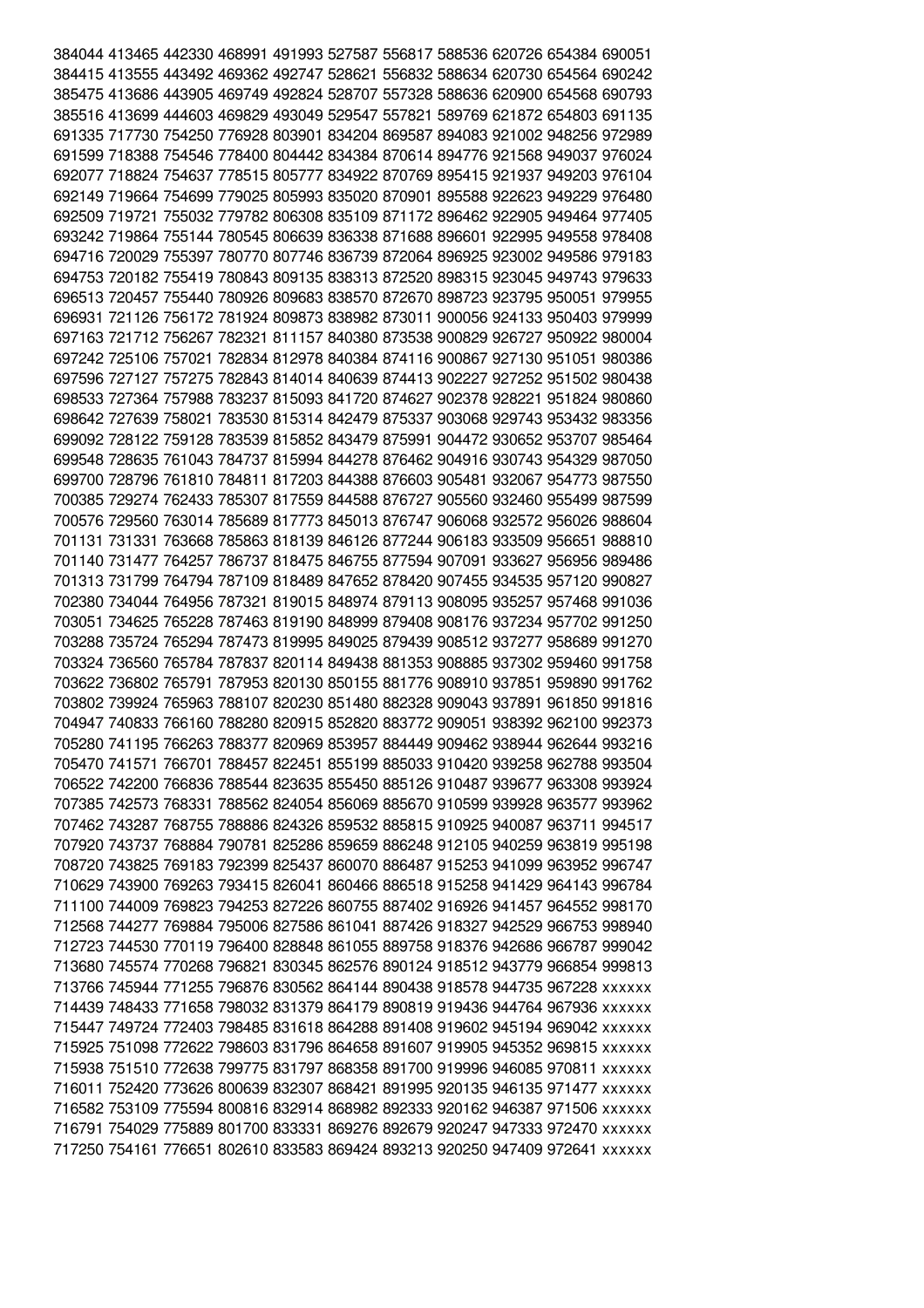384044 413465 442330 468991 491993 527587 556817 588536 620726 654384 690051
384415 413555 443492 469362 492747 528621 556832 588634 620730 654564 690242
385475 413686 443905 469749 492824 528707 557328 588636 620900 654568 690793
385516 413699 444603 469829 493049 529547 557821 589769 621872 654803 691135
691335 717730 754250 776928 803901 834204 869587 894083 921002 948256 972989
691599 718388 754546 778400 804442 834384 870614 894776 921568 949037 976024
692077 718824 754637 778515 805777 834922 870769 895415 921937 949203 976104
692149 719664 754699 779025 805993 835020 870901 895588 922623 949229 976480
692509 719721 755032 779782 806308 835109 871172 896462 922905 949464 977405
693242 719864 755144 780545 806639 836338 871688 896601 922995 949558 978408
694716 720029 755397 780770 807746 836739 872064 896925 923002 949586 979183
694753 720182 755419 780843 809135 838313 872520 898315 923045 949743 979633
696513 720457 755440 780926 809683 838570 872670 898723 923795 950051 979955
696931 721126 756172 781924 809873 838982 873011 900056 924133 950403 979999
697163 721712 756267 782321 811157 840380 873538 900829 926727 950922 980004
697242 725106 757021 782834 812978 840384 874116 900867 927130 951051 980386
697596 727127 757275 782843 814014 840639 874413 902227 927252 951502 980438
698533 727364 757988 783237 815093 841720 874627 902378 928221 951824 980860
698642 727639 758021 783530 815314 842479 875337 903068 929743 953432 983356
699092 728122 759128 783539 815852 843479 875991 904472 930652 953707 985464
699548 728635 761043 784737 815994 844278 876462 904916 930743 954329 987050
699700 728796 761810 784811 817203 844388 876603 905481 932067 954773 987550
700385 729274 762433 785307 817559 844588 876727 905560 932460 955499 987599
700576 729560 763014 785689 817773 845013 876747 906068 932572 956026 988604
701131 731331 763668 785863 818139 846126 877244 906183 933509 956651 988810
701140 731477 764257 786737 818475 846755 877594 907091 933627 956956 989486
701313 731799 764794 787109 818489 847652 878420 907455 934535 957120 990827
702380 734044 764956 787321 819015 848974 879113 908095 935257 957468 991036
703051 734625 765228 787463 819190 848999 879408 908176 937234 957702 991250
703288 735724 765294 787473 819995 849025 879439 908512 937277 958689 991270
703324 736560 765784 787837 820114 849438 881353 908885 937302 959460 991758
703622 736802 765791 787953 820130 850155 881776 908910 937851 959890 991762
703802 739924 765963 788107 820230 851480 882328 909043 937891 961850 991816
704947 740833 766160 788280 820915 852820 883772 909051 938392 962100 992373
705280 741195 766263 788377 820969 853957 884449 909462 938944 962644 993216
705470 741571 766701 788457 822451 855199 885033 910420 939258 962788 993504
706522 742200 766836 788544 823635 855450 885126 910487 939677 963308 993924
707385 742573 768331 788562 824054 856069 885670 910599 939928 963577 993962
707462 743287 768755 788886 824326 859532 885815 910925 940087 963711 994517
707920 743737 768884 790781 825286 859659 886248 912105 940259 963819 995198
708720 743825 769183 792399 825437 860070 886487 915253 941099 963952 996747
710629 743900 769263 793415 826041 860466 886518 915258 941429 964143 996784
711100 744009 769823 794253 827226 860755 887402 916926 941457 964552 998170
712568 744277 769884 795006 827586 861041 887426 918327 942529 966753 998940
712723 744530 770119 796400 828848 861055 889758 918376 942686 966787 999042
713680 745574 770268 796821 830345 862576 890124 918512 943779 966854 999813
713766 745944 771255 796876 830562 864144 890438 918578 944735 967228 xxxxxx
714439 748433 771658 798032 831379 864179 890819 919436 944764 967936 xxxxxx
715447 749724 772403 798485 831618 864288 891408 919602 945194 969042 xxxxxx
715925 751098 772622 798603 831796 864658 891607 919905 945352 969815 xxxxxx
715938 751510 772638 799775 831797 868358 891700 919996 946085 970811 xxxxxx
716011 752420 773626 800639 832307 868421 891995 920135 946135 971477 xxxxxx
716582 753109 775594 800816 832914 868982 892333 920162 946387 971506 xxxxxx
716791 754029 775889 801700 833331 869276 892679 920247 947333 972470 xxxxxx
717250 754161 776651 802610 833583 869424 893213 920250 947409 972641 xxxxxx